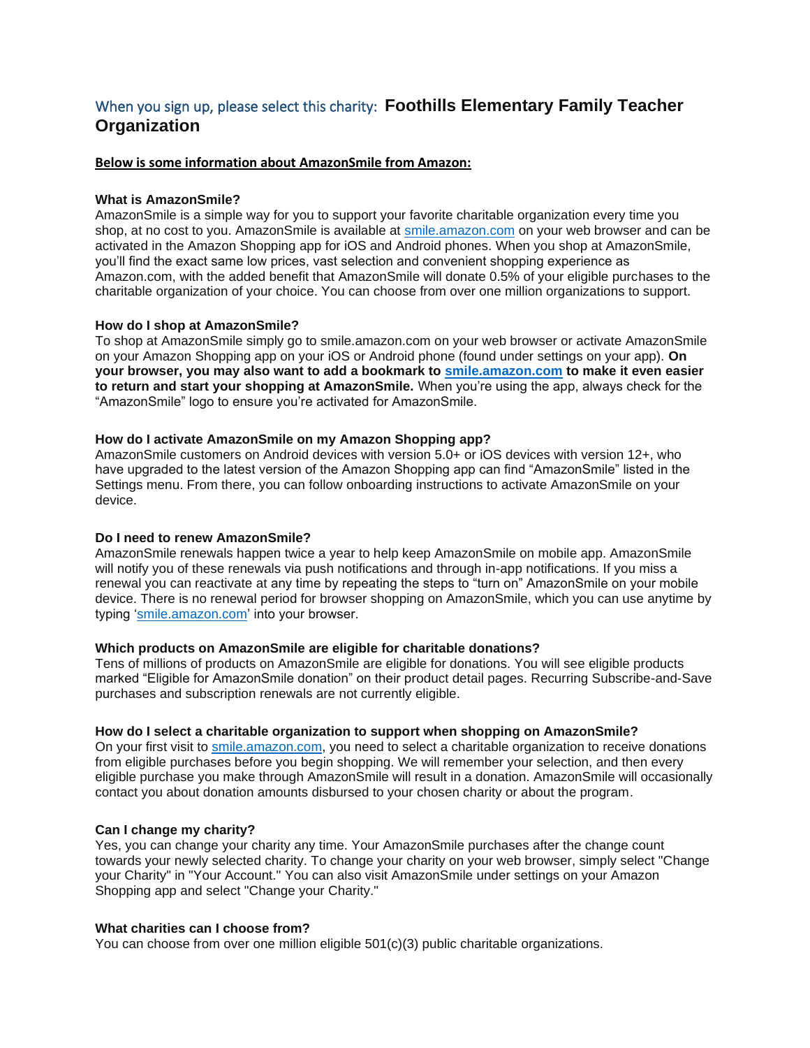## When you sign up, please select this charity: **Foothills Elementary Family Teacher Organization**

**Below is some information about AmazonSmile from Amazon:**

**What is AmazonSmile?**
AmazonSmile is a simple way for you to support your favorite charitable organization every time you shop, at no cost to you. AmazonSmile is available at smile.amazon.com on your web browser and can be activated in the Amazon Shopping app for iOS and Android phones. When you shop at AmazonSmile, you'll find the exact same low prices, vast selection and convenient shopping experience as Amazon.com, with the added benefit that AmazonSmile will donate 0.5% of your eligible purchases to the charitable organization of your choice. You can choose from over one million organizations to support.

**How do I shop at AmazonSmile?**
To shop at AmazonSmile simply go to smile.amazon.com on your web browser or activate AmazonSmile on your Amazon Shopping app on your iOS or Android phone (found under settings on your app). **On your browser, you may also want to add a bookmark to smile.amazon.com to make it even easier to return and start your shopping at AmazonSmile.** When you're using the app, always check for the "AmazonSmile" logo to ensure you're activated for AmazonSmile.

**How do I activate AmazonSmile on my Amazon Shopping app?**
AmazonSmile customers on Android devices with version 5.0+ or iOS devices with version 12+, who have upgraded to the latest version of the Amazon Shopping app can find "AmazonSmile" listed in the Settings menu. From there, you can follow onboarding instructions to activate AmazonSmile on your device.

**Do I need to renew AmazonSmile?**
AmazonSmile renewals happen twice a year to help keep AmazonSmile on mobile app. AmazonSmile will notify you of these renewals via push notifications and through in-app notifications. If you miss a renewal you can reactivate at any time by repeating the steps to "turn on" AmazonSmile on your mobile device. There is no renewal period for browser shopping on AmazonSmile, which you can use anytime by typing 'smile.amazon.com' into your browser.

**Which products on AmazonSmile are eligible for charitable donations?**
Tens of millions of products on AmazonSmile are eligible for donations. You will see eligible products marked "Eligible for AmazonSmile donation" on their product detail pages. Recurring Subscribe-and-Save purchases and subscription renewals are not currently eligible.

**How do I select a charitable organization to support when shopping on AmazonSmile?**
On your first visit to smile.amazon.com, you need to select a charitable organization to receive donations from eligible purchases before you begin shopping. We will remember your selection, and then every eligible purchase you make through AmazonSmile will result in a donation. AmazonSmile will occasionally contact you about donation amounts disbursed to your chosen charity or about the program.

**Can I change my charity?**
Yes, you can change your charity any time. Your AmazonSmile purchases after the change count towards your newly selected charity. To change your charity on your web browser, simply select "Change your Charity" in "Your Account." You can also visit AmazonSmile under settings on your Amazon Shopping app and select "Change your Charity."

**What charities can I choose from?**
You can choose from over one million eligible 501(c)(3) public charitable organizations.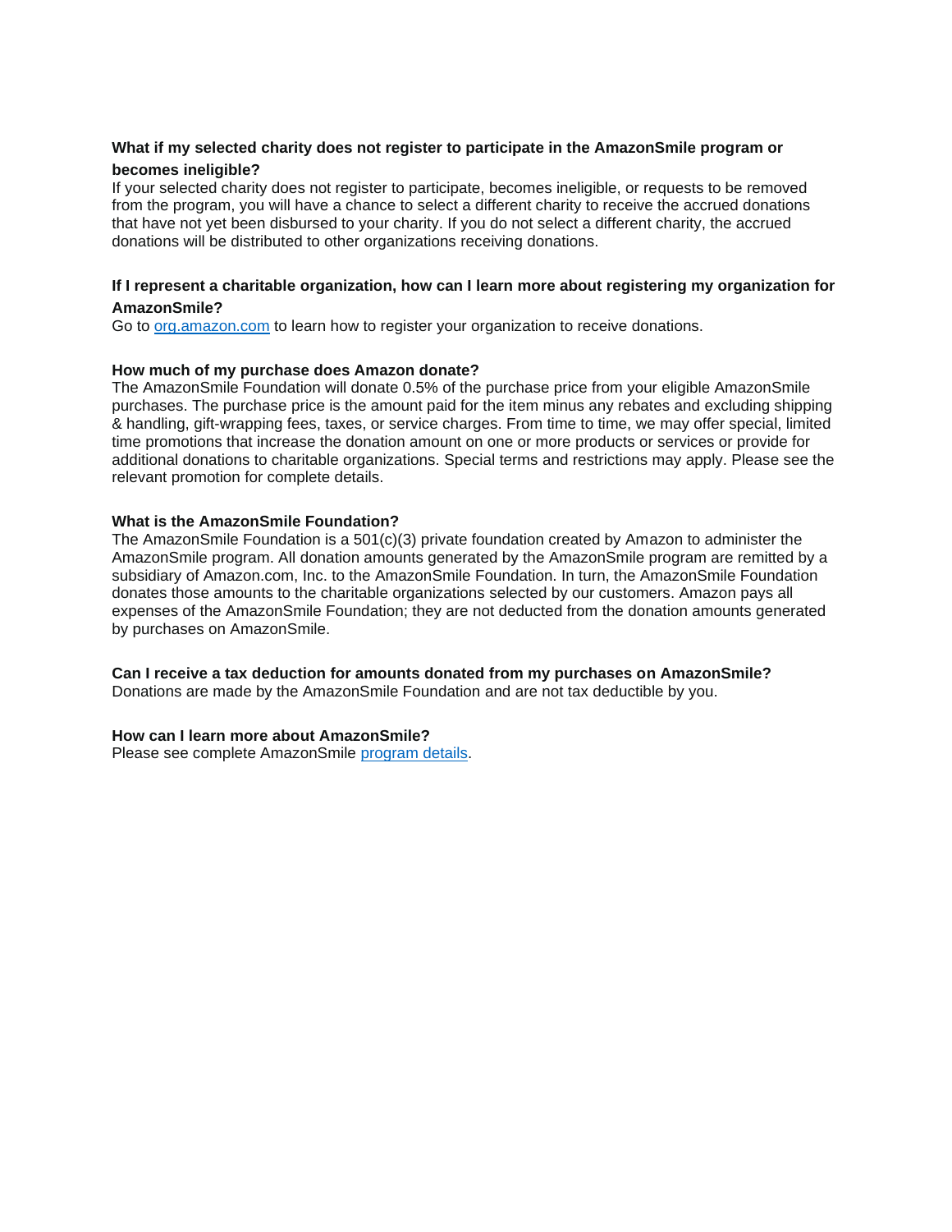**What if my selected charity does not register to participate in the AmazonSmile program or becomes ineligible?**

If your selected charity does not register to participate, becomes ineligible, or requests to be removed from the program, you will have a chance to select a different charity to receive the accrued donations that have not yet been disbursed to your charity. If you do not select a different charity, the accrued donations will be distributed to other organizations receiving donations.

**If I represent a charitable organization, how can I learn more about registering my organization for AmazonSmile?**

Go to [org.amazon.com](org.amazon.com) to learn how to register your organization to receive donations.

**How much of my purchase does Amazon donate?**

The AmazonSmile Foundation will donate 0.5% of the purchase price from your eligible AmazonSmile purchases. The purchase price is the amount paid for the item minus any rebates and excluding shipping & handling, gift-wrapping fees, taxes, or service charges. From time to time, we may offer special, limited time promotions that increase the donation amount on one or more products or services or provide for additional donations to charitable organizations. Special terms and restrictions may apply. Please see the relevant promotion for complete details.

**What is the AmazonSmile Foundation?**

The AmazonSmile Foundation is a 501(c)(3) private foundation created by Amazon to administer the AmazonSmile program. All donation amounts generated by the AmazonSmile program are remitted by a subsidiary of Amazon.com, Inc. to the AmazonSmile Foundation. In turn, the AmazonSmile Foundation donates those amounts to the charitable organizations selected by our customers. Amazon pays all expenses of the AmazonSmile Foundation; they are not deducted from the donation amounts generated by purchases on AmazonSmile.

**Can I receive a tax deduction for amounts donated from my purchases on AmazonSmile?**

Donations are made by the AmazonSmile Foundation and are not tax deductible by you.

**How can I learn more about AmazonSmile?**

Please see complete AmazonSmile program details.